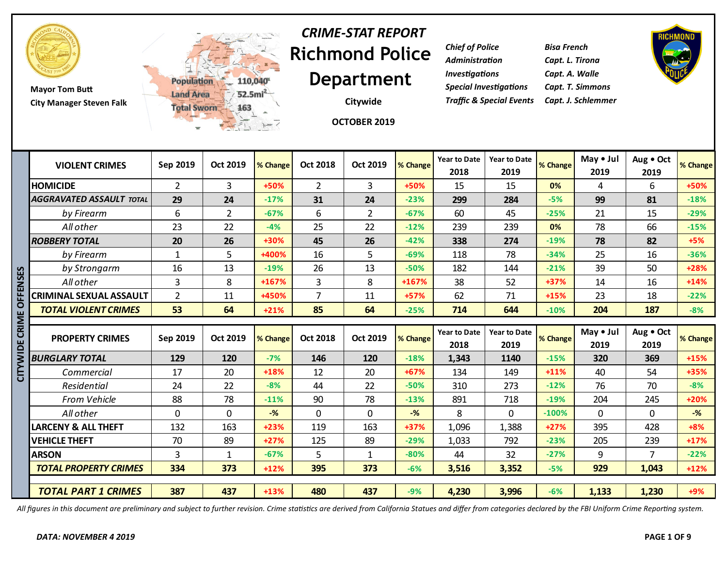Mayor Tom Butt
City Manager Steven Falk

Population 110,040
Land Area 52.5mi²
Total Sworn 163

# *CRIME-STAT REPORT*
# Richmond Police Department

**Citywide**

**OCTOBER 2019**

| | |
|---|---|
| *Chief of Police* | *Bisa French* |
| *Administration* | *Capt. L. Tirona* |
| *Investigations* | *Capt. A. Walle* |
| *Special Investigations* | *Capt. T. Simmons* |
| *Traffic & Special Events* | *Capt. J. Schlemmer* |

**CITYWIDE CRIME OFFENSES**

| VIOLENT CRIMES | Sep 2019 | Oct 2019 | % Change | Oct 2018 | Oct 2019 | % Change | Year to Date 2018 | Year to Date 2019 | % Change | May • Jul 2019 | Aug • Oct 2019 | % Change |
|---|---|---|---|---|---|---|---|---|---|---|---|---|
| HOMICIDE | 2 | 3 | +50% | 2 | 3 | +50% | 15 | 15 | 0% | 4 | 6 | +50% |
| ***AGGRAVATED ASSAULT TOTAL*** | **29** | **24** | -17% | **31** | **24** | -23% | **299** | **284** | -5% | **99** | **81** | -18% |
| *by Firearm* | 6 | 2 | -67% | 6 | 2 | -67% | 60 | 45 | -25% | 21 | 15 | -29% |
| *All other* | 23 | 22 | -4% | 25 | 22 | -12% | 239 | 239 | 0% | 78 | 66 | -15% |
| ***ROBBERY TOTAL*** | **20** | **26** | +30% | **45** | **26** | -42% | **338** | **274** | -19% | **78** | **82** | +5% |
| *by Firearm* | 1 | 5 | +400% | 16 | 5 | -69% | 118 | 78 | -34% | 25 | 16 | -36% |
| *by Strongarm* | 16 | 13 | -19% | 26 | 13 | -50% | 182 | 144 | -21% | 39 | 50 | +28% |
| *All other* | 3 | 8 | +167% | 3 | 8 | +167% | 38 | 52 | +37% | 14 | 16 | +14% |
| CRIMINAL SEXUAL ASSAULT | 2 | 11 | +450% | 7 | 11 | +57% | 62 | 71 | +15% | 23 | 18 | -22% |
| ***TOTAL VIOLENT CRIMES*** | **53** | **64** | +21% | **85** | **64** | -25% | **714** | **644** | -10% | **204** | **187** | -8% |

| PROPERTY CRIMES | Sep 2019 | Oct 2019 | % Change | Oct 2018 | Oct 2019 | % Change | Year to Date 2018 | Year to Date 2019 | % Change | May • Jul 2019 | Aug • Oct 2019 | % Change |
|---|---|---|---|---|---|---|---|---|---|---|---|---|
| ***BURGLARY TOTAL*** | **129** | **120** | -7% | **146** | **120** | -18% | **1,343** | **1140** | -15% | **320** | **369** | +15% |
| *Commercial* | 17 | 20 | +18% | 12 | 20 | +67% | 134 | 149 | +11% | 40 | 54 | +35% |
| *Residential* | 24 | 22 | -8% | 44 | 22 | -50% | 310 | 273 | -12% | 76 | 70 | -8% |
| *From Vehicle* | 88 | 78 | -11% | 90 | 78 | -13% | 891 | 718 | -19% | 204 | 245 | +20% |
| *All other* | 0 | 0 | -% | 0 | 0 | -% | 8 | 0 | -100% | 0 | 0 | -% |
| LARCENY & ALL THEFT | 132 | 163 | +23% | 119 | 163 | +37% | 1,096 | 1,388 | +27% | 395 | 428 | +8% |
| VEHICLE THEFT | 70 | 89 | +27% | 125 | 89 | -29% | 1,033 | 792 | -23% | 205 | 239 | +17% |
| ARSON | 3 | 1 | -67% | 5 | 1 | -80% | 44 | 32 | -27% | 9 | 7 | -22% |
| ***TOTAL PROPERTY CRIMES*** | **334** | **373** | +12% | **395** | **373** | -6% | **3,516** | **3,352** | -5% | **929** | **1,043** | +12% |
| ***TOTAL PART 1 CRIMES*** | **387** | **437** | +13% | **480** | **437** | -9% | **4,230** | **3,996** | -6% | **1,133** | **1,230** | +9% |

*All figures in this document are preliminary and subject to further revision. Crime statistics are derived from California Statues and differ from categories declared by the FBI Uniform Crime Reporting system.*

***DATA: NOVEMBER 4 2019***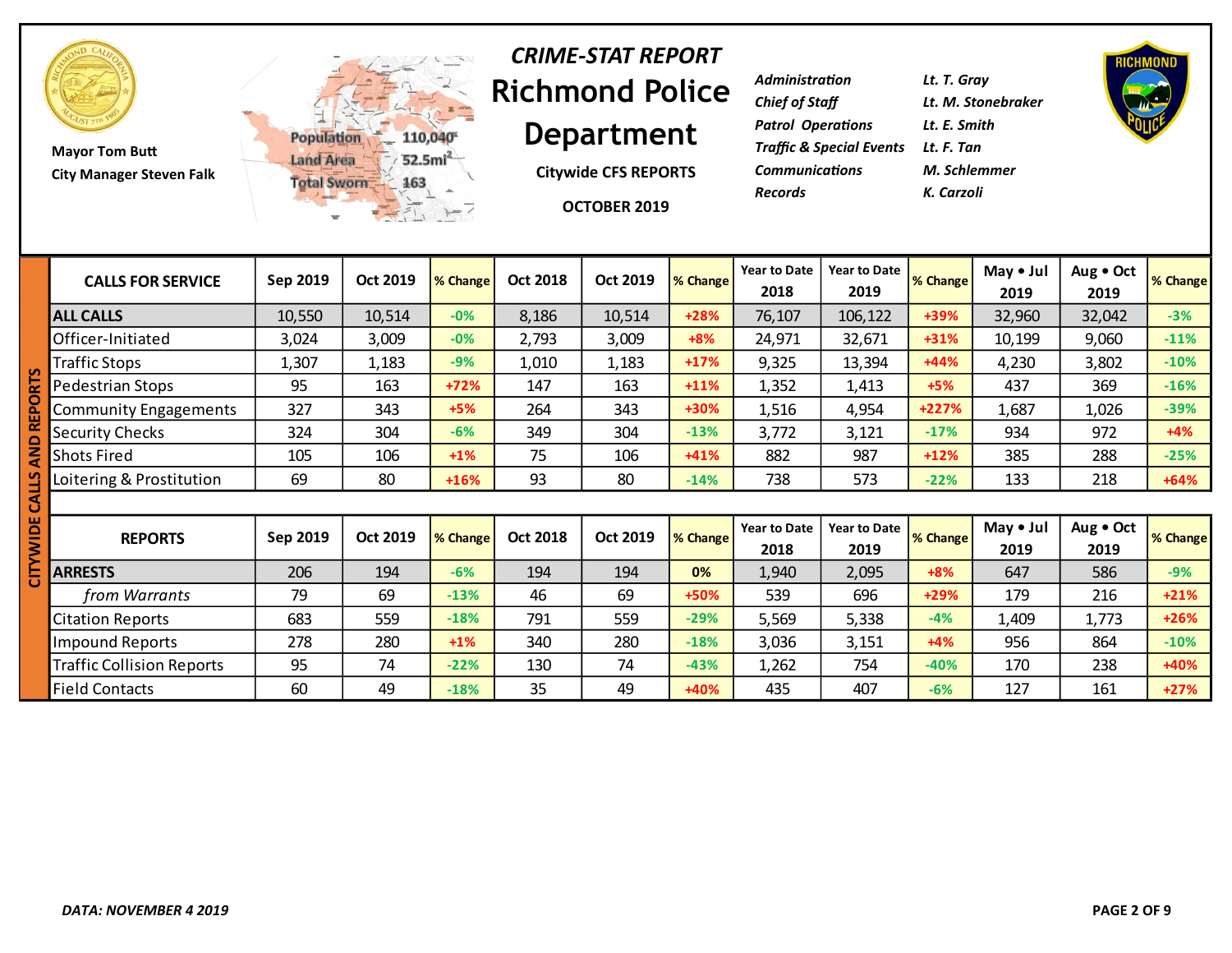Mayor Tom Butt
City Manager Steven Falk

Population 110,040
Land Area 52.5mi²
Total Sworn 163

# *CRIME-STAT REPORT*
# Richmond Police Department

**Citywide CFS REPORTS**

**OCTOBER 2019**

| | |
|---|---|
| *Administration* | *Lt. T. Gray* |
| *Chief of Staff* | *Lt. M. Stonebraker* |
| *Patrol Operations* | *Lt. E. Smith* |
| *Traffic & Special Events* | *Lt. F. Tan* |
| *Communications* | *M. Schlemmer* |
| *Records* | *K. Carzoli* |

## CITYWIDE CALLS AND REPORTS

| CALLS FOR SERVICE | Sep 2019 | Oct 2019 | % Change | Oct 2018 | Oct 2019 | % Change | Year to Date 2018 | Year to Date 2019 | % Change | May • Jul 2019 | Aug • Oct 2019 | % Change |
|---|---|---|---|---|---|---|---|---|---|---|---|---|
| **ALL CALLS** | 10,550 | 10,514 | -0% | 8,186 | 10,514 | +28% | 76,107 | 106,122 | +39% | 32,960 | 32,042 | -3% |
| Officer-Initiated | 3,024 | 3,009 | -0% | 2,793 | 3,009 | +8% | 24,971 | 32,671 | +31% | 10,199 | 9,060 | -11% |
| Traffic Stops | 1,307 | 1,183 | -9% | 1,010 | 1,183 | +17% | 9,325 | 13,394 | +44% | 4,230 | 3,802 | -10% |
| Pedestrian Stops | 95 | 163 | +72% | 147 | 163 | +11% | 1,352 | 1,413 | +5% | 437 | 369 | -16% |
| Community Engagements | 327 | 343 | +5% | 264 | 343 | +30% | 1,516 | 4,954 | +227% | 1,687 | 1,026 | -39% |
| Security Checks | 324 | 304 | -6% | 349 | 304 | -13% | 3,772 | 3,121 | -17% | 934 | 972 | +4% |
| Shots Fired | 105 | 106 | +1% | 75 | 106 | +41% | 882 | 987 | +12% | 385 | 288 | -25% |
| Loitering & Prostitution | 69 | 80 | +16% | 93 | 80 | -14% | 738 | 573 | -22% | 133 | 218 | +64% |

| REPORTS | Sep 2019 | Oct 2019 | % Change | Oct 2018 | Oct 2019 | % Change | Year to Date 2018 | Year to Date 2019 | % Change | May • Jul 2019 | Aug • Oct 2019 | % Change |
|---|---|---|---|---|---|---|---|---|---|---|---|---|
| **ARRESTS** | 206 | 194 | -6% | 194 | 194 | 0% | 1,940 | 2,095 | +8% | 647 | 586 | -9% |
| *from Warrants* | 79 | 69 | -13% | 46 | 69 | +50% | 539 | 696 | +29% | 179 | 216 | +21% |
| Citation Reports | 683 | 559 | -18% | 791 | 559 | -29% | 5,569 | 5,338 | -4% | 1,409 | 1,773 | +26% |
| Impound Reports | 278 | 280 | +1% | 340 | 280 | -18% | 3,036 | 3,151 | +4% | 956 | 864 | -10% |
| Traffic Collision Reports | 95 | 74 | -22% | 130 | 74 | -43% | 1,262 | 754 | -40% | 170 | 238 | +40% |
| Field Contacts | 60 | 49 | -18% | 35 | 49 | +40% | 435 | 407 | -6% | 127 | 161 | +27% |

*DATA: NOVEMBER 4 2019*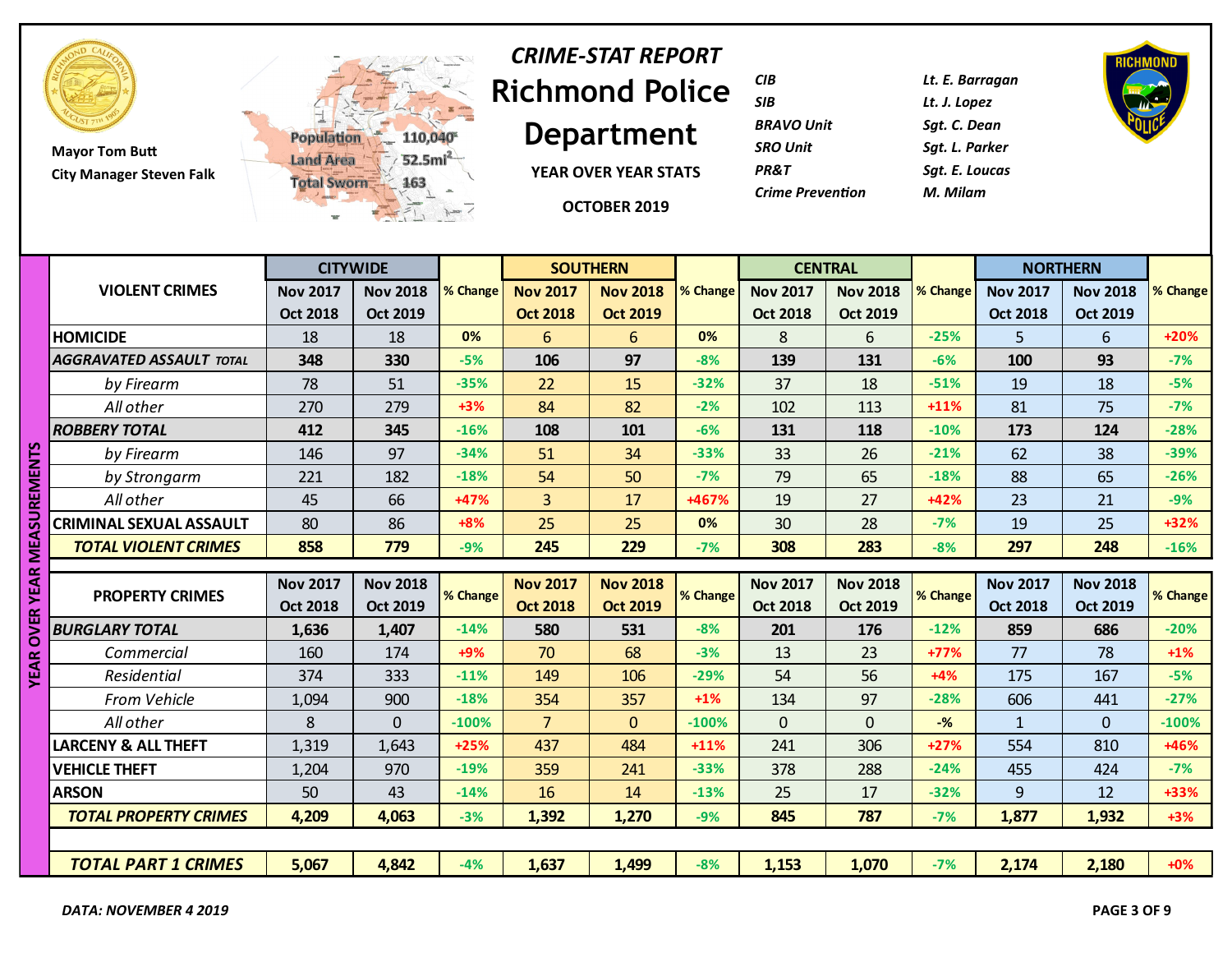Mayor Tom Butt

City Manager Steven Falk

Population 110,040

Land Area 52.5mi²

Total Sworn 163

*CRIME-STAT REPORT*

# Richmond Police Department

YEAR OVER YEAR STATS

OCTOBER 2019

| | |
|---|---|
| *CIB* | *Lt. E. Barragan* |
| *SIB* | *Lt. J. Lopez* |
| *BRAVO Unit* | *Sgt. C. Dean* |
| *SRO Unit* | *Sgt. L. Parker* |
| *PR&T* | *Sgt. E. Loucas* |
| *Crime Prevention* | *M. Milam* |

**YEAR OVER YEAR MEASUREMENTS**

| VIOLENT CRIMES | CITYWIDE | | % Change | SOUTHERN | | % Change | CENTRAL | | % Change | NORTHERN | | % Change |
|---|---|---|---|---|---|---|---|---|---|---|---|---|
| | Nov 2017 Oct 2018 | Nov 2018 Oct 2019 | | Nov 2017 Oct 2018 | Nov 2018 Oct 2019 | | Nov 2017 Oct 2018 | Nov 2018 Oct 2019 | | Nov 2017 Oct 2018 | Nov 2018 Oct 2019 | |
| **HOMICIDE** | 18 | 18 | 0% | 6 | 6 | 0% | 8 | 6 | -25% | 5 | 6 | +20% |
| ***AGGRAVATED ASSAULT TOTAL*** | **348** | **330** | -5% | **106** | **97** | -8% | **139** | **131** | -6% | **100** | **93** | -7% |
| *by Firearm* | 78 | 51 | -35% | 22 | 15 | -32% | 37 | 18 | -51% | 19 | 18 | -5% |
| *All other* | 270 | 279 | +3% | 84 | 82 | -2% | 102 | 113 | +11% | 81 | 75 | -7% |
| ***ROBBERY TOTAL*** | **412** | **345** | -16% | **108** | **101** | -6% | **131** | **118** | -10% | **173** | **124** | -28% |
| *by Firearm* | 146 | 97 | -34% | 51 | 34 | -33% | 33 | 26 | -21% | 62 | 38 | -39% |
| *by Strongarm* | 221 | 182 | -18% | 54 | 50 | -7% | 79 | 65 | -18% | 88 | 65 | -26% |
| *All other* | 45 | 66 | +47% | 3 | 17 | +467% | 19 | 27 | +42% | 23 | 21 | -9% |
| **CRIMINAL SEXUAL ASSAULT** | 80 | 86 | +8% | 25 | 25 | 0% | 30 | 28 | -7% | 19 | 25 | +32% |
| ***TOTAL VIOLENT CRIMES*** | **858** | **779** | -9% | **245** | **229** | -7% | **308** | **283** | -8% | **297** | **248** | -16% |

| PROPERTY CRIMES | Nov 2017 Oct 2018 | Nov 2018 Oct 2019 | % Change | Nov 2017 Oct 2018 | Nov 2018 Oct 2019 | % Change | Nov 2017 Oct 2018 | Nov 2018 Oct 2019 | % Change | Nov 2017 Oct 2018 | Nov 2018 Oct 2019 | % Change |
|---|---|---|---|---|---|---|---|---|---|---|---|---|
| ***BURGLARY TOTAL*** | **1,636** | **1,407** | -14% | **580** | **531** | -8% | **201** | **176** | -12% | **859** | **686** | -20% |
| *Commercial* | 160 | 174 | +9% | 70 | 68 | -3% | 13 | 23 | +77% | 77 | 78 | +1% |
| *Residential* | 374 | 333 | -11% | 149 | 106 | -29% | 54 | 56 | +4% | 175 | 167 | -5% |
| *From Vehicle* | 1,094 | 900 | -18% | 354 | 357 | +1% | 134 | 97 | -28% | 606 | 441 | -27% |
| *All other* | 8 | 0 | -100% | 7 | 0 | -100% | 0 | 0 | -% | 1 | 0 | -100% |
| **LARCENY & ALL THEFT** | 1,319 | 1,643 | +25% | 437 | 484 | +11% | 241 | 306 | +27% | 554 | 810 | +46% |
| **VEHICLE THEFT** | 1,204 | 970 | -19% | 359 | 241 | -33% | 378 | 288 | -24% | 455 | 424 | -7% |
| **ARSON** | 50 | 43 | -14% | 16 | 14 | -13% | 25 | 17 | -32% | 9 | 12 | +33% |
| ***TOTAL PROPERTY CRIMES*** | **4,209** | **4,063** | -3% | **1,392** | **1,270** | -9% | **845** | **787** | -7% | **1,877** | **1,932** | +3% |
| ***TOTAL PART 1 CRIMES*** | **5,067** | **4,842** | -4% | **1,637** | **1,499** | -8% | **1,153** | **1,070** | -7% | **2,174** | **2,180** | +0% |

***DATA: NOVEMBER 4 2019***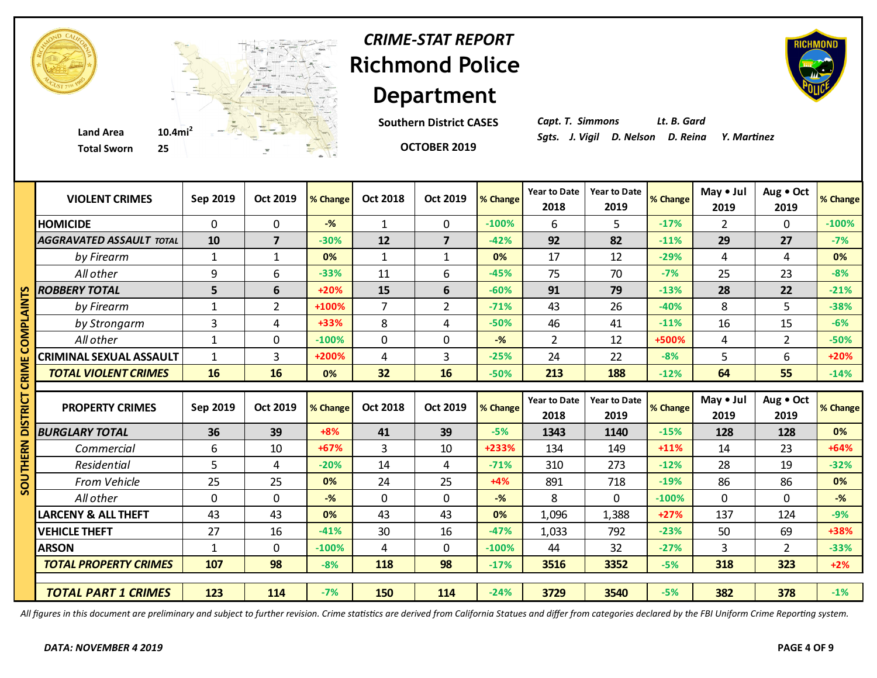# CRIME-STAT REPORT

# Richmond Police Department

**Southern District CASES**

**OCTOBER 2019**

**Land Area** 10.4mi²
**Total Sworn** 25

*Capt. T. Simmons* *Lt. B. Gard*
*Sgts. J. Vigil D. Nelson D. Reina Y. Martinez*

## SOUTHERN DISTRICT CRIME COMPLAINTS

| VIOLENT CRIMES | Sep 2019 | Oct 2019 | % Change | Oct 2018 | Oct 2019 | % Change | Year to Date 2018 | Year to Date 2019 | % Change | May • Jul 2019 | Aug • Oct 2019 | % Change |
|---|---|---|---|---|---|---|---|---|---|---|---|---|
| HOMICIDE | 0 | 0 | -% | 1 | 0 | -100% | 6 | 5 | -17% | 2 | 0 | -100% |
| ***AGGRAVATED ASSAULT TOTAL*** | **10** | **7** | -30% | **12** | **7** | -42% | **92** | **82** | -11% | **29** | **27** | -7% |
| *by Firearm* | 1 | 1 | 0% | 1 | 1 | 0% | 17 | 12 | -29% | 4 | 4 | 0% |
| *All other* | 9 | 6 | -33% | 11 | 6 | -45% | 75 | 70 | -7% | 25 | 23 | -8% |
| ***ROBBERY TOTAL*** | **5** | **6** | +20% | **15** | **6** | -60% | **91** | **79** | -13% | **28** | **22** | -21% |
| *by Firearm* | 1 | 2 | +100% | 7 | 2 | -71% | 43 | 26 | -40% | 8 | 5 | -38% |
| *by Strongarm* | 3 | 4 | +33% | 8 | 4 | -50% | 46 | 41 | -11% | 16 | 15 | -6% |
| *All other* | 1 | 0 | -100% | 0 | 0 | -% | 2 | 12 | +500% | 4 | 2 | -50% |
| CRIMINAL SEXUAL ASSAULT | 1 | 3 | +200% | 4 | 3 | -25% | 24 | 22 | -8% | 5 | 6 | +20% |
| ***TOTAL VIOLENT CRIMES*** | **16** | **16** | 0% | **32** | **16** | -50% | **213** | **188** | -12% | **64** | **55** | -14% |

| PROPERTY CRIMES | Sep 2019 | Oct 2019 | % Change | Oct 2018 | Oct 2019 | % Change | Year to Date 2018 | Year to Date 2019 | % Change | May • Jul 2019 | Aug • Oct 2019 | % Change |
|---|---|---|---|---|---|---|---|---|---|---|---|---|
| ***BURGLARY TOTAL*** | **36** | **39** | +8% | **41** | **39** | -5% | **1343** | **1140** | -15% | **128** | **128** | 0% |
| *Commercial* | 6 | 10 | +67% | 3 | 10 | +233% | 134 | 149 | +11% | 14 | 23 | +64% |
| *Residential* | 5 | 4 | -20% | 14 | 4 | -71% | 310 | 273 | -12% | 28 | 19 | -32% |
| *From Vehicle* | 25 | 25 | 0% | 24 | 25 | +4% | 891 | 718 | -19% | 86 | 86 | 0% |
| *All other* | 0 | 0 | -% | 0 | 0 | -% | 8 | 0 | -100% | 0 | 0 | -% |
| LARCENY & ALL THEFT | 43 | 43 | 0% | 43 | 43 | 0% | 1,096 | 1,388 | +27% | 137 | 124 | -9% |
| VEHICLE THEFT | 27 | 16 | -41% | 30 | 16 | -47% | 1,033 | 792 | -23% | 50 | 69 | +38% |
| ARSON | 1 | 0 | -100% | 4 | 0 | -100% | 44 | 32 | -27% | 3 | 2 | -33% |
| ***TOTAL PROPERTY CRIMES*** | **107** | **98** | -8% | **118** | **98** | -17% | **3516** | **3352** | -5% | **318** | **323** | +2% |
| ***TOTAL PART 1 CRIMES*** | **123** | **114** | -7% | **150** | **114** | -24% | **3729** | **3540** | -5% | **382** | **378** | -1% |

*All figures in this document are preliminary and subject to further revision. Crime statistics are derived from California Statues and differ from categories declared by the FBI Uniform Crime Reporting system.*

***DATA: NOVEMBER 4 2019***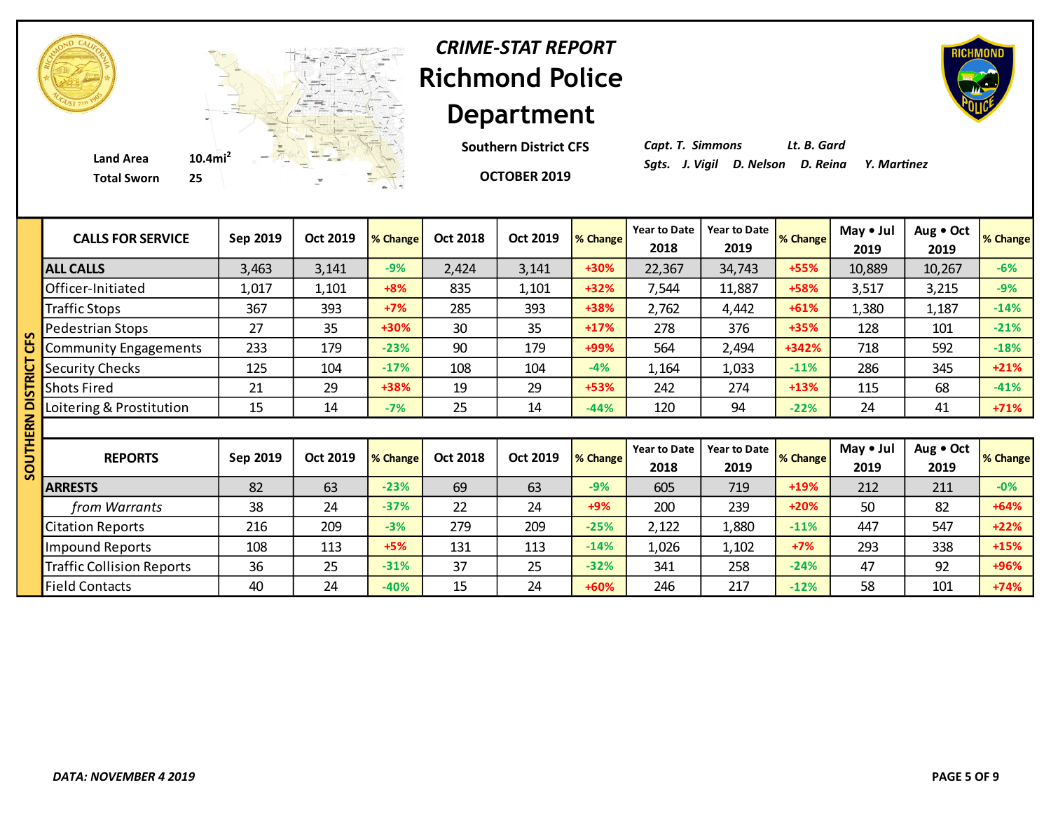# *CRIME-STAT REPORT*

# Richmond Police Department

**Southern District CFS**

**OCTOBER 2019**

**Land Area** 10.4mi$^2$
**Total Sworn** 25

*Capt. T. Simmons* *Lt. B. Gard*
*Sgts. J. Vigil D. Nelson D. Reina Y. Martinez*

## SOUTHERN DISTRICT CFS

| CALLS FOR SERVICE | Sep 2019 | Oct 2019 | % Change | Oct 2018 | Oct 2019 | % Change | Year to Date 2018 | Year to Date 2019 | % Change | May • Jul 2019 | Aug • Oct 2019 | % Change |
|---|---|---|---|---|---|---|---|---|---|---|---|---|
| **ALL CALLS** | 3,463 | 3,141 | -9% | 2,424 | 3,141 | +30% | 22,367 | 34,743 | +55% | 10,889 | 10,267 | -6% |
| Officer-Initiated | 1,017 | 1,101 | +8% | 835 | 1,101 | +32% | 7,544 | 11,887 | +58% | 3,517 | 3,215 | -9% |
| Traffic Stops | 367 | 393 | +7% | 285 | 393 | +38% | 2,762 | 4,442 | +61% | 1,380 | 1,187 | -14% |
| Pedestrian Stops | 27 | 35 | +30% | 30 | 35 | +17% | 278 | 376 | +35% | 128 | 101 | -21% |
| Community Engagements | 233 | 179 | -23% | 90 | 179 | +99% | 564 | 2,494 | +342% | 718 | 592 | -18% |
| Security Checks | 125 | 104 | -17% | 108 | 104 | -4% | 1,164 | 1,033 | -11% | 286 | 345 | +21% |
| Shots Fired | 21 | 29 | +38% | 19 | 29 | +53% | 242 | 274 | +13% | 115 | 68 | -41% |
| Loitering & Prostitution | 15 | 14 | -7% | 25 | 14 | -44% | 120 | 94 | -22% | 24 | 41 | +71% |

| REPORTS | Sep 2019 | Oct 2019 | % Change | Oct 2018 | Oct 2019 | % Change | Year to Date 2018 | Year to Date 2019 | % Change | May • Jul 2019 | Aug • Oct 2019 | % Change |
|---|---|---|---|---|---|---|---|---|---|---|---|---|
| **ARRESTS** | 82 | 63 | -23% | 69 | 63 | -9% | 605 | 719 | +19% | 212 | 211 | -0% |
| *from Warrants* | 38 | 24 | -37% | 22 | 24 | +9% | 200 | 239 | +20% | 50 | 82 | +64% |
| Citation Reports | 216 | 209 | -3% | 279 | 209 | -25% | 2,122 | 1,880 | -11% | 447 | 547 | +22% |
| Impound Reports | 108 | 113 | +5% | 131 | 113 | -14% | 1,026 | 1,102 | +7% | 293 | 338 | +15% |
| Traffic Collision Reports | 36 | 25 | -31% | 37 | 25 | -32% | 341 | 258 | -24% | 47 | 92 | +96% |
| Field Contacts | 40 | 24 | -40% | 15 | 24 | +60% | 246 | 217 | -12% | 58 | 101 | +74% |

*DATA: NOVEMBER 4 2019*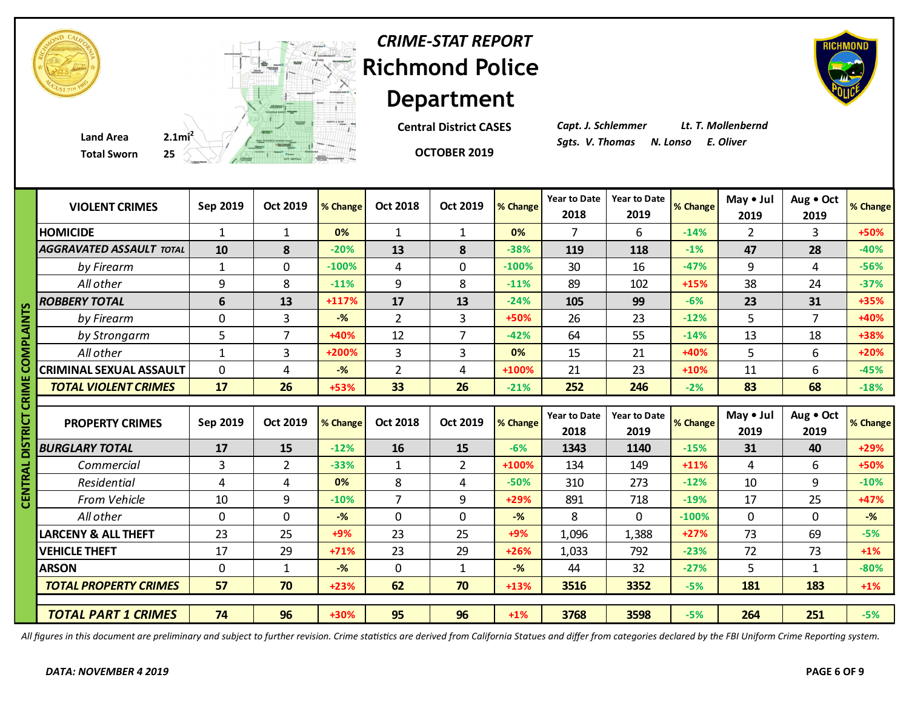# *CRIME-STAT REPORT*
# Richmond Police Department

**Central District CASES**

**OCTOBER 2019**

**Land Area** 2.1mi$^2$
**Total Sworn** 25

*Capt. J. Schlemmer* *Lt. T. Mollenbernd*
*Sgts. V. Thomas* *N. Lonso* *E. Oliver*

**CENTRAL DISTRICT CRIME COMPLAINTS**

| VIOLENT CRIMES | Sep 2019 | Oct 2019 | % Change | Oct 2018 | Oct 2019 | % Change | Year to Date 2018 | Year to Date 2019 | % Change | May • Jul 2019 | Aug • Oct 2019 | % Change |
|---|---|---|---|---|---|---|---|---|---|---|---|---|
| **HOMICIDE** | 1 | 1 | 0% | 1 | 1 | 0% | 7 | 6 | -14% | 2 | 3 | +50% |
| ***AGGRAVATED ASSAULT TOTAL*** | **10** | **8** | -20% | **13** | **8** | -38% | **119** | **118** | -1% | **47** | **28** | -40% |
| *by Firearm* | 1 | 0 | -100% | 4 | 0 | -100% | 30 | 16 | -47% | 9 | 4 | -56% |
| *All other* | 9 | 8 | -11% | 9 | 8 | -11% | 89 | 102 | +15% | 38 | 24 | -37% |
| ***ROBBERY TOTAL*** | **6** | **13** | +117% | **17** | **13** | -24% | **105** | **99** | -6% | **23** | **31** | +35% |
| *by Firearm* | 0 | 3 | -% | 2 | 3 | +50% | 26 | 23 | -12% | 5 | 7 | +40% |
| *by Strongarm* | 5 | 7 | +40% | 12 | 7 | -42% | 64 | 55 | -14% | 13 | 18 | +38% |
| *All other* | 1 | 3 | +200% | 3 | 3 | 0% | 15 | 21 | +40% | 5 | 6 | +20% |
| **CRIMINAL SEXUAL ASSAULT** | 0 | 4 | -% | 2 | 4 | +100% | 21 | 23 | +10% | 11 | 6 | -45% |
| ***TOTAL VIOLENT CRIMES*** | **17** | **26** | +53% | **33** | **26** | -21% | **252** | **246** | -2% | **83** | **68** | -18% |

| PROPERTY CRIMES | Sep 2019 | Oct 2019 | % Change | Oct 2018 | Oct 2019 | % Change | Year to Date 2018 | Year to Date 2019 | % Change | May • Jul 2019 | Aug • Oct 2019 | % Change |
|---|---|---|---|---|---|---|---|---|---|---|---|---|
| ***BURGLARY TOTAL*** | **17** | **15** | -12% | **16** | **15** | -6% | **1343** | **1140** | -15% | **31** | **40** | +29% |
| *Commercial* | 3 | 2 | -33% | 1 | 2 | +100% | 134 | 149 | +11% | 4 | 6 | +50% |
| *Residential* | 4 | 4 | 0% | 8 | 4 | -50% | 310 | 273 | -12% | 10 | 9 | -10% |
| *From Vehicle* | 10 | 9 | -10% | 7 | 9 | +29% | 891 | 718 | -19% | 17 | 25 | +47% |
| *All other* | 0 | 0 | -% | 0 | 0 | -% | 8 | 0 | -100% | 0 | 0 | -% |
| **LARCENY & ALL THEFT** | 23 | 25 | +9% | 23 | 25 | +9% | 1,096 | 1,388 | +27% | 73 | 69 | -5% |
| **VEHICLE THEFT** | 17 | 29 | +71% | 23 | 29 | +26% | 1,033 | 792 | -23% | 72 | 73 | +1% |
| **ARSON** | 0 | 1 | -% | 0 | 1 | -% | 44 | 32 | -27% | 5 | 1 | -80% |
| ***TOTAL PROPERTY CRIMES*** | **57** | **70** | +23% | **62** | **70** | +13% | **3516** | **3352** | -5% | **181** | **183** | +1% |
| ***TOTAL PART 1 CRIMES*** | **74** | **96** | +30% | **95** | **96** | +1% | **3768** | **3598** | -5% | **264** | **251** | -5% |

*All figures in this document are preliminary and subject to further revision. Crime statistics are derived from California Statues and differ from categories declared by the FBI Uniform Crime Reporting system.*

***DATA: NOVEMBER 4 2019***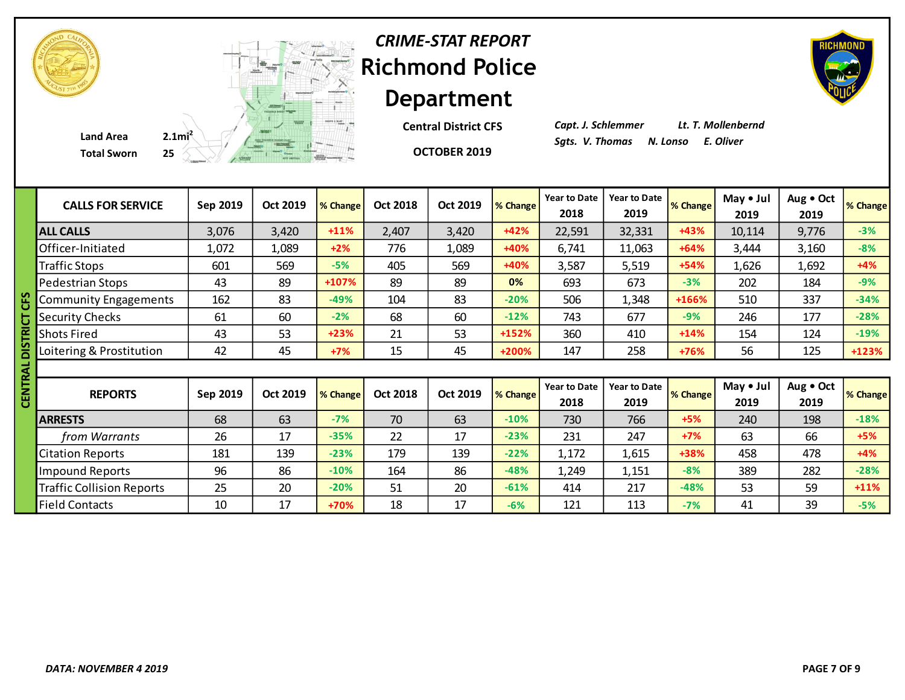*CRIME-STAT REPORT*

# Richmond Police Department

**Central District CFS**

**OCTOBER 2019**

**Land Area** 2.1mi$^2$

**Total Sworn** 25

*Capt. J. Schlemmer* *Lt. T. Mollenbernd*

*Sgts. V. Thomas* *N. Lonso* *E. Oliver*

**CENTRAL DISTRICT CFS**

| CALLS FOR SERVICE | Sep 2019 | Oct 2019 | % Change | Oct 2018 | Oct 2019 | % Change | Year to Date 2018 | Year to Date 2019 | % Change | May • Jul 2019 | Aug • Oct 2019 | % Change |
|---|---|---|---|---|---|---|---|---|---|---|---|---|
| **ALL CALLS** | 3,076 | 3,420 | +11% | 2,407 | 3,420 | +42% | 22,591 | 32,331 | +43% | 10,114 | 9,776 | -3% |
| Officer-Initiated | 1,072 | 1,089 | +2% | 776 | 1,089 | +40% | 6,741 | 11,063 | +64% | 3,444 | 3,160 | -8% |
| Traffic Stops | 601 | 569 | -5% | 405 | 569 | +40% | 3,587 | 5,519 | +54% | 1,626 | 1,692 | +4% |
| Pedestrian Stops | 43 | 89 | +107% | 89 | 89 | 0% | 693 | 673 | -3% | 202 | 184 | -9% |
| Community Engagements | 162 | 83 | -49% | 104 | 83 | -20% | 506 | 1,348 | +166% | 510 | 337 | -34% |
| Security Checks | 61 | 60 | -2% | 68 | 60 | -12% | 743 | 677 | -9% | 246 | 177 | -28% |
| Shots Fired | 43 | 53 | +23% | 21 | 53 | +152% | 360 | 410 | +14% | 154 | 124 | -19% |
| Loitering & Prostitution | 42 | 45 | +7% | 15 | 45 | +200% | 147 | 258 | +76% | 56 | 125 | +123% |

| REPORTS | Sep 2019 | Oct 2019 | % Change | Oct 2018 | Oct 2019 | % Change | Year to Date 2018 | Year to Date 2019 | % Change | May • Jul 2019 | Aug • Oct 2019 | % Change |
|---|---|---|---|---|---|---|---|---|---|---|---|---|
| **ARRESTS** | 68 | 63 | -7% | 70 | 63 | -10% | 730 | 766 | +5% | 240 | 198 | -18% |
| *from Warrants* | 26 | 17 | -35% | 22 | 17 | -23% | 231 | 247 | +7% | 63 | 66 | +5% |
| Citation Reports | 181 | 139 | -23% | 179 | 139 | -22% | 1,172 | 1,615 | +38% | 458 | 478 | +4% |
| Impound Reports | 96 | 86 | -10% | 164 | 86 | -48% | 1,249 | 1,151 | -8% | 389 | 282 | -28% |
| Traffic Collision Reports | 25 | 20 | -20% | 51 | 20 | -61% | 414 | 217 | -48% | 53 | 59 | +11% |
| Field Contacts | 10 | 17 | +70% | 18 | 17 | -6% | 121 | 113 | -7% | 41 | 39 | -5% |

*DATA: NOVEMBER 4 2019*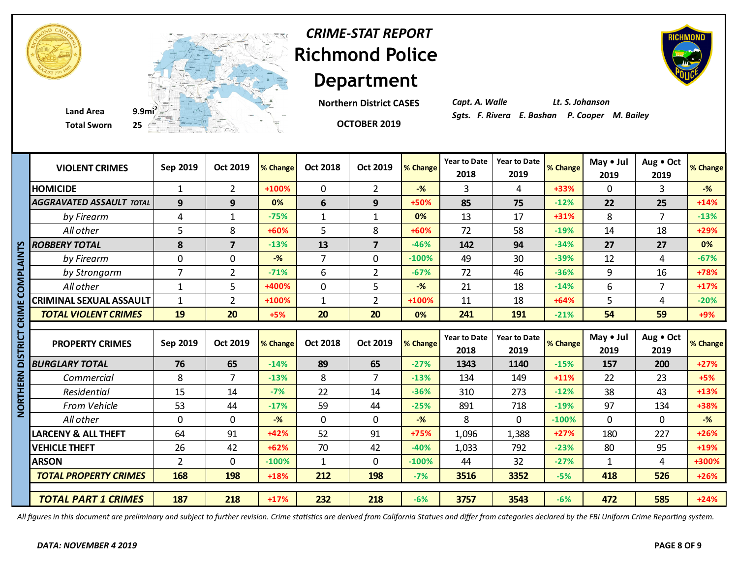# *CRIME-STAT REPORT*
# Richmond Police Department

**Land Area** 9.9mi$^2$
**Total Sworn** 25

**Northern District CASES**

**OCTOBER 2019**

*Capt. A. Walle* *Lt. S. Johanson*
*Sgts. F. Rivera E. Bashan P. Cooper M. Bailey*

**NORTHERN DISTRICT CRIME COMPLAINTS**

| VIOLENT CRIMES | Sep 2019 | Oct 2019 | % Change | Oct 2018 | Oct 2019 | % Change | Year to Date 2018 | Year to Date 2019 | % Change | May • Jul 2019 | Aug • Oct 2019 | % Change |
|---|---|---|---|---|---|---|---|---|---|---|---|---|
| **HOMICIDE** | 1 | 2 | +100% | 0 | 2 | -% | 3 | 4 | +33% | 0 | 3 | -% |
| ***AGGRAVATED ASSAULT TOTAL*** | **9** | **9** | **0%** | **6** | **9** | **+50%** | **85** | **75** | **-12%** | **22** | **25** | **+14%** |
| *by Firearm* | 4 | 1 | -75% | 1 | 1 | 0% | 13 | 17 | +31% | 8 | 7 | -13% |
| *All other* | 5 | 8 | +60% | 5 | 8 | +60% | 72 | 58 | -19% | 14 | 18 | +29% |
| ***ROBBERY TOTAL*** | **8** | **7** | **-13%** | **13** | **7** | **-46%** | **142** | **94** | **-34%** | **27** | **27** | **0%** |
| *by Firearm* | 0 | 0 | -% | 7 | 0 | -100% | 49 | 30 | -39% | 12 | 4 | -67% |
| *by Strongarm* | 7 | 2 | -71% | 6 | 2 | -67% | 72 | 46 | -36% | 9 | 16 | +78% |
| *All other* | 1 | 5 | +400% | 0 | 5 | -% | 21 | 18 | -14% | 6 | 7 | +17% |
| **CRIMINAL SEXUAL ASSAULT** | 1 | 2 | +100% | 1 | 2 | +100% | 11 | 18 | +64% | 5 | 4 | -20% |
| ***TOTAL VIOLENT CRIMES*** | **19** | **20** | **+5%** | **20** | **20** | **0%** | **241** | **191** | **-21%** | **54** | **59** | **+9%** |

| PROPERTY CRIMES | Sep 2019 | Oct 2019 | % Change | Oct 2018 | Oct 2019 | % Change | Year to Date 2018 | Year to Date 2019 | % Change | May • Jul 2019 | Aug • Oct 2019 | % Change |
|---|---|---|---|---|---|---|---|---|---|---|---|---|
| ***BURGLARY TOTAL*** | **76** | **65** | **-14%** | **89** | **65** | **-27%** | **1343** | **1140** | **-15%** | **157** | **200** | **+27%** |
| *Commercial* | 8 | 7 | -13% | 8 | 7 | -13% | 134 | 149 | +11% | 22 | 23 | +5% |
| *Residential* | 15 | 14 | -7% | 22 | 14 | -36% | 310 | 273 | -12% | 38 | 43 | +13% |
| *From Vehicle* | 53 | 44 | -17% | 59 | 44 | -25% | 891 | 718 | -19% | 97 | 134 | +38% |
| *All other* | 0 | 0 | -% | 0 | 0 | -% | 8 | 0 | -100% | 0 | 0 | -% |
| **LARCENY & ALL THEFT** | 64 | 91 | +42% | 52 | 91 | +75% | 1,096 | 1,388 | +27% | 180 | 227 | +26% |
| **VEHICLE THEFT** | 26 | 42 | +62% | 70 | 42 | -40% | 1,033 | 792 | -23% | 80 | 95 | +19% |
| **ARSON** | 2 | 0 | -100% | 1 | 0 | -100% | 44 | 32 | -27% | 1 | 4 | +300% |
| ***TOTAL PROPERTY CRIMES*** | **168** | **198** | **+18%** | **212** | **198** | **-7%** | **3516** | **3352** | **-5%** | **418** | **526** | **+26%** |
| ***TOTAL PART 1 CRIMES*** | **187** | **218** | **+17%** | **232** | **218** | **-6%** | **3757** | **3543** | **-6%** | **472** | **585** | **+24%** |

*All figures in this document are preliminary and subject to further revision. Crime statistics are derived from California Statues and differ from categories declared by the FBI Uniform Crime Reporting system.*

***DATA: NOVEMBER 4 2019***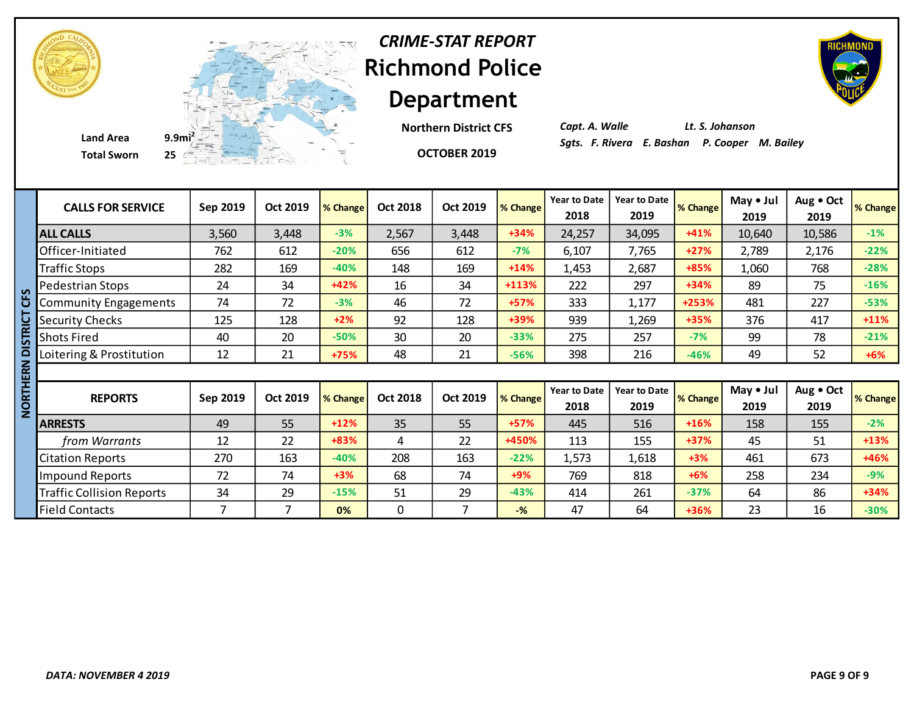*CRIME-STAT REPORT*

# Richmond Police Department

**Northern District CFS**

**OCTOBER 2019**

**Land Area** 9.9mi$^2$
**Total Sworn** 25

*Capt. A. Walle* *Lt. S. Johanson*
*Sgts. F. Rivera E. Bashan P. Cooper M. Bailey*

**NORTHERN DISTRICT CFS**

| CALLS FOR SERVICE | Sep 2019 | Oct 2019 | % Change | Oct 2018 | Oct 2019 | % Change | Year to Date 2018 | Year to Date 2019 | % Change | May • Jul 2019 | Aug • Oct 2019 | % Change |
|---|---|---|---|---|---|---|---|---|---|---|---|---|
| **ALL CALLS** | 3,560 | 3,448 | -3% | 2,567 | 3,448 | +34% | 24,257 | 34,095 | +41% | 10,640 | 10,586 | -1% |
| Officer-Initiated | 762 | 612 | -20% | 656 | 612 | -7% | 6,107 | 7,765 | +27% | 2,789 | 2,176 | -22% |
| Traffic Stops | 282 | 169 | -40% | 148 | 169 | +14% | 1,453 | 2,687 | +85% | 1,060 | 768 | -28% |
| Pedestrian Stops | 24 | 34 | +42% | 16 | 34 | +113% | 222 | 297 | +34% | 89 | 75 | -16% |
| Community Engagements | 74 | 72 | -3% | 46 | 72 | +57% | 333 | 1,177 | +253% | 481 | 227 | -53% |
| Security Checks | 125 | 128 | +2% | 92 | 128 | +39% | 939 | 1,269 | +35% | 376 | 417 | +11% |
| Shots Fired | 40 | 20 | -50% | 30 | 20 | -33% | 275 | 257 | -7% | 99 | 78 | -21% |
| Loitering & Prostitution | 12 | 21 | +75% | 48 | 21 | -56% | 398 | 216 | -46% | 49 | 52 | +6% |

| REPORTS | Sep 2019 | Oct 2019 | % Change | Oct 2018 | Oct 2019 | % Change | Year to Date 2018 | Year to Date 2019 | % Change | May • Jul 2019 | Aug • Oct 2019 | % Change |
|---|---|---|---|---|---|---|---|---|---|---|---|---|
| **ARRESTS** | 49 | 55 | +12% | 35 | 55 | +57% | 445 | 516 | +16% | 158 | 155 | -2% |
| *from Warrants* | 12 | 22 | +83% | 4 | 22 | +450% | 113 | 155 | +37% | 45 | 51 | +13% |
| Citation Reports | 270 | 163 | -40% | 208 | 163 | -22% | 1,573 | 1,618 | +3% | 461 | 673 | +46% |
| Impound Reports | 72 | 74 | +3% | 68 | 74 | +9% | 769 | 818 | +6% | 258 | 234 | -9% |
| Traffic Collision Reports | 34 | 29 | -15% | 51 | 29 | -43% | 414 | 261 | -37% | 64 | 86 | +34% |
| Field Contacts | 7 | 7 | 0% | 0 | 7 | -% | 47 | 64 | +36% | 23 | 16 | -30% |

*DATA: NOVEMBER 4 2019*